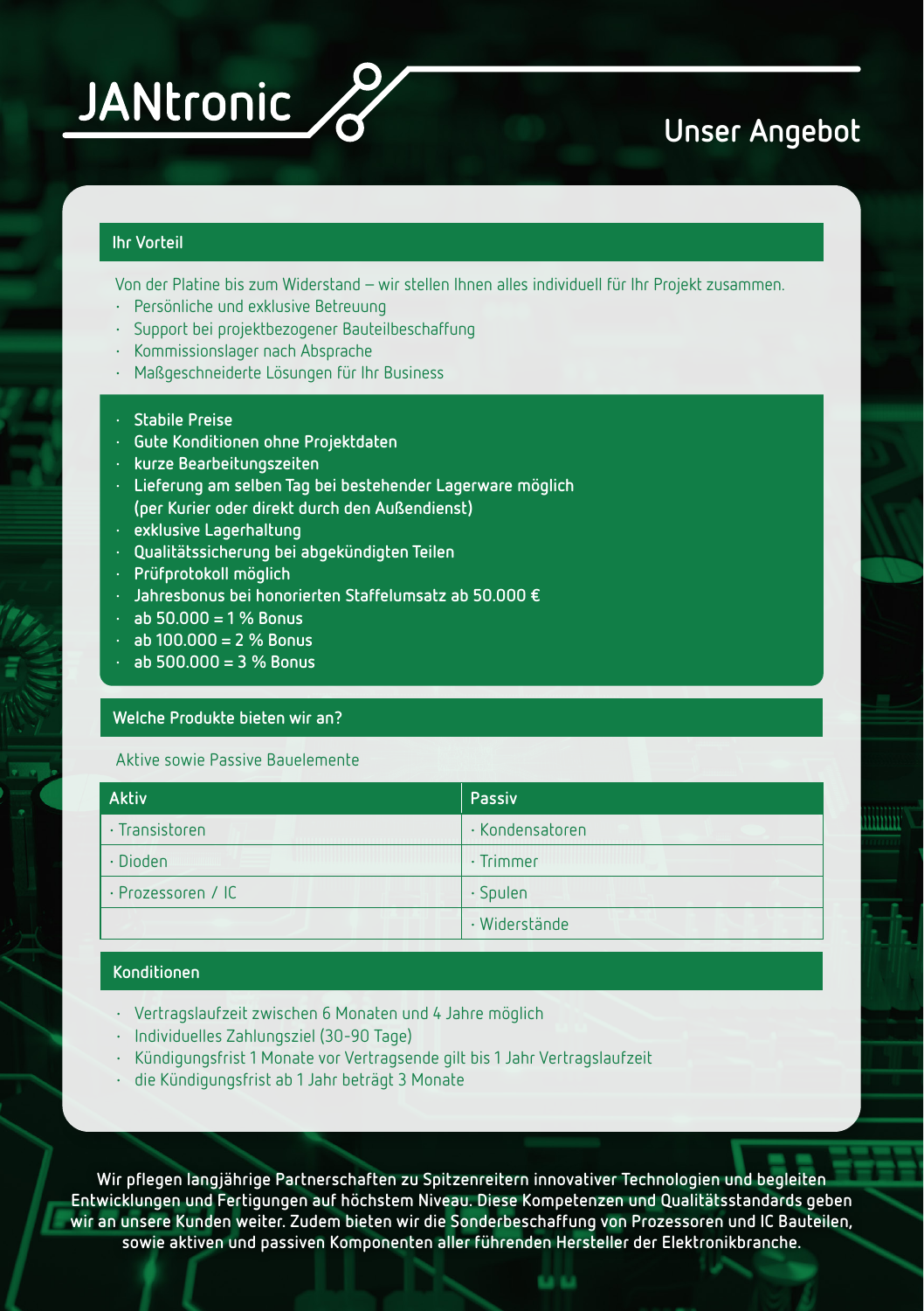# JANtronic

## Unser Angebot

### Ihr Vorteil

Von der Platine bis zum Widerstand – wir stellen Ihnen alles individuell für Ihr Projekt zusammen.

- Persönliche und exklusive Betreuung
- Support bei projektbezogener Bauteilbeschaffung
- Kommissionslager nach Absprache
- Maßgeschneiderte Lösungen für Ihr Business

- **Stabile Preise**
- **Gute Konditionen ohne Projektdaten**
- **kurze Bearbeitungszeiten**
- **Lieferung am selben Tag bei bestehender Lagerware möglich (per Kurier oder direkt durch den Außendienst)**
- **exklusive Lagerhaltung**
- **Qualitätssicherung bei abgekündigten Teilen**
- **Prüfprotokoll möglich**
- **Jahresbonus bei honorierten Staffelumsatz ab 50.000 €**
- **ab 50.000 = 1 % Bonus**
- **ab 100.000 = 2 % Bonus**
- **ab 500.000 = 3 % Bonus**

### Welche Produkte bieten wir an?

Aktive sowie Passive Bauelemente

| Aktiv | Passiv |
|---|---|
| · Transistoren | · Kondensatoren |
| · Dioden | · Trimmer |
| · Prozessoren / IC | · Spulen |
| | · Widerstände |

### Konditionen

- Vertragslaufzeit zwischen 6 Monaten und 4 Jahre möglich
- Individuelles Zahlungsziel (30-90 Tage)
- Kündigungsfrist 1 Monate vor Vertragsende gilt bis 1 Jahr Vertragslaufzeit
- die Kündigungsfrist ab 1 Jahr beträgt 3 Monate

**Wir pflegen langjährige Partnerschaften zu Spitzenreitern innovativer Technologien und begleiten Entwicklungen und Fertigungen auf höchstem Niveau. Diese Kompetenzen und Qualitätsstandards geben wir an unsere Kunden weiter. Zudem bieten wir die Sonderbeschaffung von Prozessoren und IC Bauteilen, sowie aktiven und passiven Komponenten aller führenden Hersteller der Elektronikbranche.**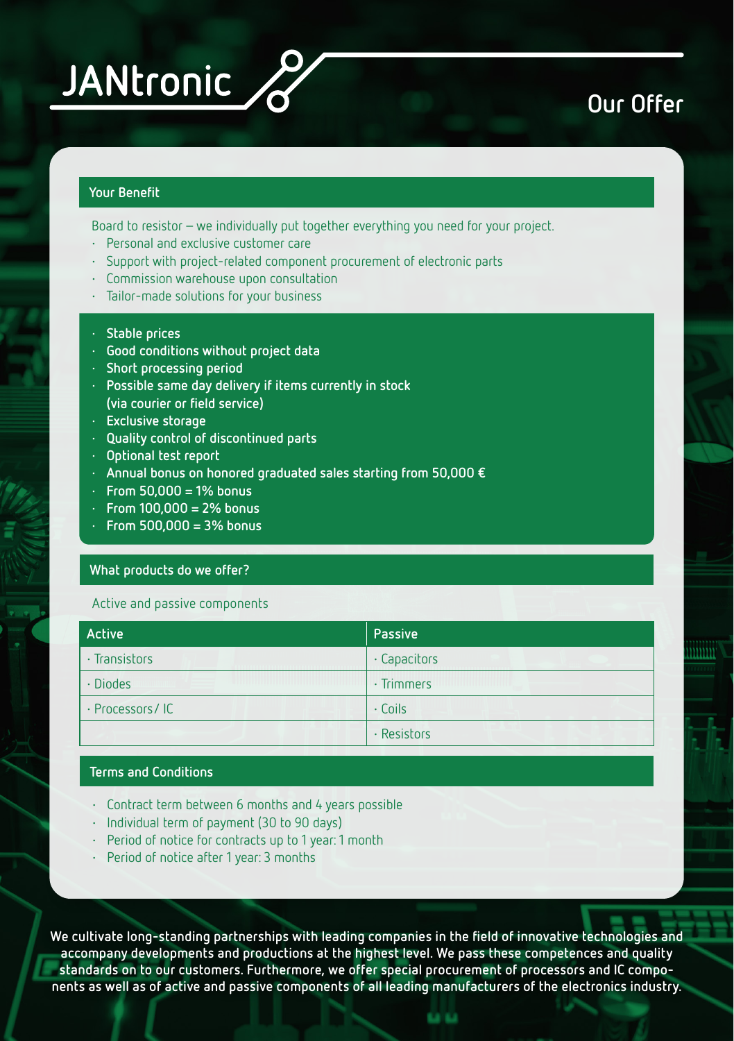# JANtronic

## Our Offer

### Your Benefit

Board to resistor – we individually put together everything you need for your project.

- Personal and exclusive customer care
- Support with project-related component procurement of electronic parts
- Commission warehouse upon consultation
- Tailor-made solutions for your business

- **Stable prices**
- **Good conditions without project data**
- **Short processing period**
- **Possible same day delivery if items currently in stock (via courier or field service)**
- **Exclusive storage**
- **Quality control of discontinued parts**
- **Optional test report**
- **Annual bonus on honored graduated sales starting from 50,000 €**
- **From 50,000 = 1% bonus**
- **From 100,000 = 2% bonus**
- **From 500,000 = 3% bonus**

### What products do we offer?

Active and passive components

| Active | Passive |
|---|---|
| · Transistors | · Capacitors |
| · Diodes | · Trimmers |
| · Processors / IC | · Coils |
| | · Resistors |

### Terms and Conditions

- Contract term between 6 months and 4 years possible
- Individual term of payment (30 to 90 days)
- Period of notice for contracts up to 1 year: 1 month
- Period of notice after 1 year: 3 months

**We cultivate long-standing partnerships with leading companies in the field of innovative technologies and accompany developments and productions at the highest level. We pass these competences and quality standards on to our customers. Furthermore, we offer special procurement of processors and IC components as well as of active and passive components of all leading manufacturers of the electronics industry.**